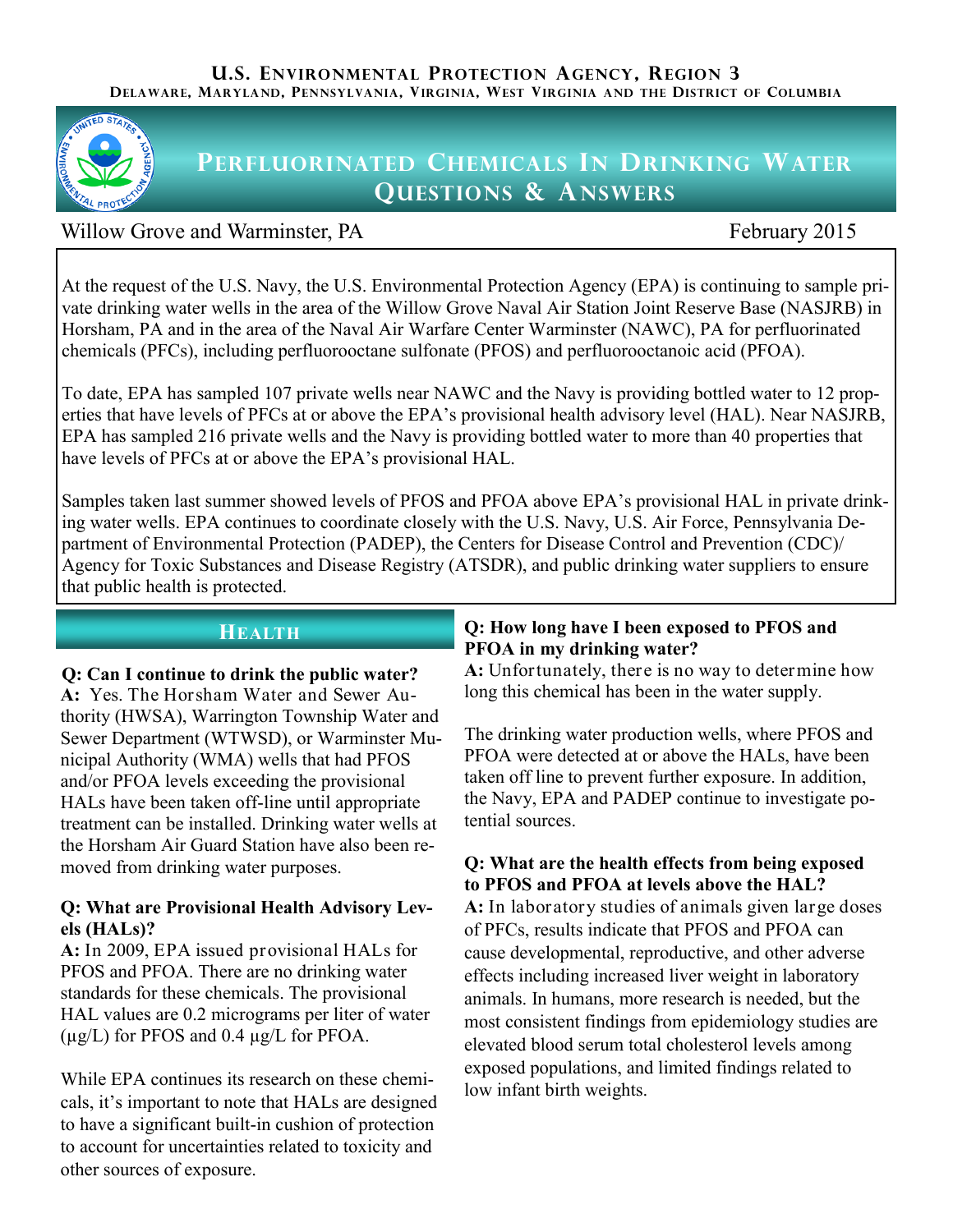U.S. Environmental Protection Agency, Region 3

Delaware, Maryland, Pennsylvania, Virginia, West Virginia and the District of Columbia

# Perfluorinated Chemicals In Drinking Water Questions & Answers

Willow Grove and Warminster, PA

February 2015

At the request of the U.S. Navy, the U.S. Environmental Protection Agency (EPA) is continuing to sample private drinking water wells in the area of the Willow Grove Naval Air Station Joint Reserve Base (NASJRB) in Horsham, PA and in the area of the Naval Air Warfare Center Warminster (NAWC), PA for perfluorinated chemicals (PFCs), including perfluorooctane sulfonate (PFOS) and perfluorooctanoic acid (PFOA).

To date, EPA has sampled 107 private wells near NAWC and the Navy is providing bottled water to 12 properties that have levels of PFCs at or above the EPA's provisional health advisory level (HAL). Near NASJRB, EPA has sampled 216 private wells and the Navy is providing bottled water to more than 40 properties that have levels of PFCs at or above the EPA's provisional HAL.

Samples taken last summer showed levels of PFOS and PFOA above EPA's provisional HAL in private drinking water wells. EPA continues to coordinate closely with the U.S. Navy, U.S. Air Force, Pennsylvania Department of Environmental Protection (PADEP), the Centers for Disease Control and Prevention (CDC)/Agency for Toxic Substances and Disease Registry (ATSDR), and public drinking water suppliers to ensure that public health is protected.

## Health

**Q: Can I continue to drink the public water?**

**A:** Yes. The Horsham Water and Sewer Authority (HWSA), Warrington Township Water and Sewer Department (WTWSD), or Warminster Municipal Authority (WMA) wells that had PFOS and/or PFOA levels exceeding the provisional HALs have been taken off-line until appropriate treatment can be installed. Drinking water wells at the Horsham Air Guard Station have also been removed from drinking water purposes.

**Q: What are Provisional Health Advisory Levels (HALs)?**

**A:** In 2009, EPA issued provisional HALs for PFOS and PFOA. There are no drinking water standards for these chemicals. The provisional HAL values are 0.2 micrograms per liter of water (µg/L) for PFOS and 0.4 µg/L for PFOA.

While EPA continues its research on these chemicals, it's important to note that HALs are designed to have a significant built-in cushion of protection to account for uncertainties related to toxicity and other sources of exposure.

**Q: How long have I been exposed to PFOS and PFOA in my drinking water?**

**A:** Unfortunately, there is no way to determine how long this chemical has been in the water supply.

The drinking water production wells, where PFOS and PFOA were detected at or above the HALs, have been taken off line to prevent further exposure. In addition, the Navy, EPA and PADEP continue to investigate potential sources.

**Q: What are the health effects from being exposed to PFOS and PFOA at levels above the HAL?**

**A:** In laboratory studies of animals given large doses of PFCs, results indicate that PFOS and PFOA can cause developmental, reproductive, and other adverse effects including increased liver weight in laboratory animals. In humans, more research is needed, but the most consistent findings from epidemiology studies are elevated blood serum total cholesterol levels among exposed populations, and limited findings related to low infant birth weights.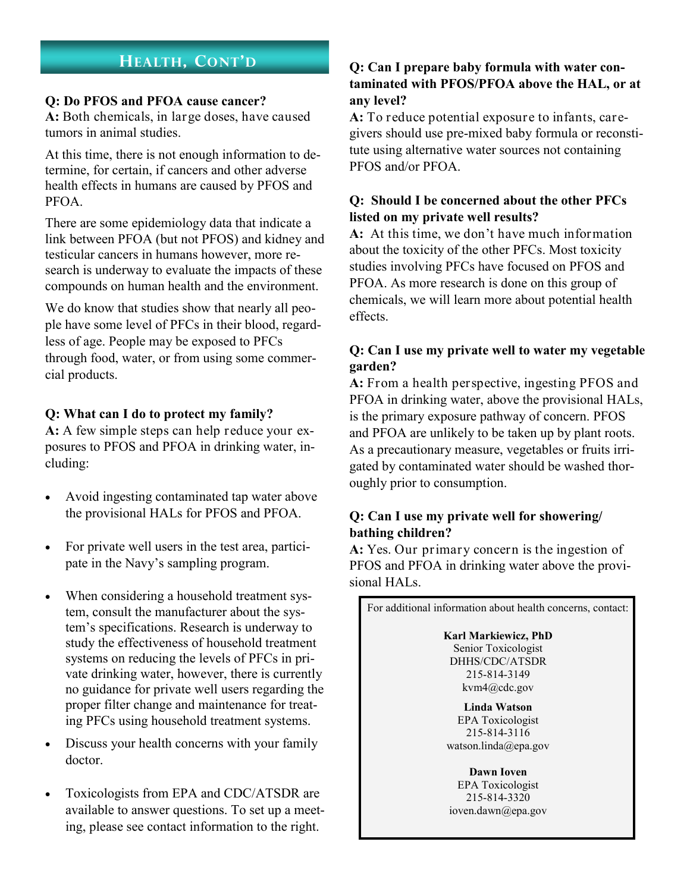## Health, Cont'd

**Q: Do PFOS and PFOA cause cancer?**
**A:** Both chemicals, in large doses, have caused tumors in animal studies.

At this time, there is not enough information to determine, for certain, if cancers and other adverse health effects in humans are caused by PFOS and PFOA.

There are some epidemiology data that indicate a link between PFOA (but not PFOS) and kidney and testicular cancers in humans however, more research is underway to evaluate the impacts of these compounds on human health and the environment.

We do know that studies show that nearly all people have some level of PFCs in their blood, regardless of age. People may be exposed to PFCs through food, water, or from using some commercial products.

**Q: What can I do to protect my family?**
**A:** A few simple steps can help reduce your exposures to PFOS and PFOA in drinking water, including:

- Avoid ingesting contaminated tap water above the provisional HALs for PFOS and PFOA.
- For private well users in the test area, participate in the Navy's sampling program.
- When considering a household treatment system, consult the manufacturer about the system's specifications. Research is underway to study the effectiveness of household treatment systems on reducing the levels of PFCs in private drinking water, however, there is currently no guidance for private well users regarding the proper filter change and maintenance for treating PFCs using household treatment systems.
- Discuss your health concerns with your family doctor.
- Toxicologists from EPA and CDC/ATSDR are available to answer questions. To set up a meeting, please see contact information to the right.

**Q: Can I prepare baby formula with water contaminated with PFOS/PFOA above the HAL, or at any level?**
**A:** To reduce potential exposure to infants, caregivers should use pre-mixed baby formula or reconstitute using alternative water sources not containing PFOS and/or PFOA.

**Q: Should I be concerned about the other PFCs listed on my private well results?**
**A:** At this time, we don't have much information about the toxicity of the other PFCs. Most toxicity studies involving PFCs have focused on PFOS and PFOA. As more research is done on this group of chemicals, we will learn more about potential health effects.

**Q: Can I use my private well to water my vegetable garden?**
**A:** From a health perspective, ingesting PFOS and PFOA in drinking water, above the provisional HALs, is the primary exposure pathway of concern. PFOS and PFOA are unlikely to be taken up by plant roots. As a precautionary measure, vegetables or fruits irrigated by contaminated water should be washed thoroughly prior to consumption.

**Q: Can I use my private well for showering/bathing children?**
**A:** Yes. Our primary concern is the ingestion of PFOS and PFOA in drinking water above the provisional HALs.

For additional information about health concerns, contact:

**Karl Markiewicz, PhD**
Senior Toxicologist
DHHS/CDC/ATSDR
215-814-3149
kvm4@cdc.gov

**Linda Watson**
EPA Toxicologist
215-814-3116
watson.linda@epa.gov

**Dawn Ioven**
EPA Toxicologist
215-814-3320
ioven.dawn@epa.gov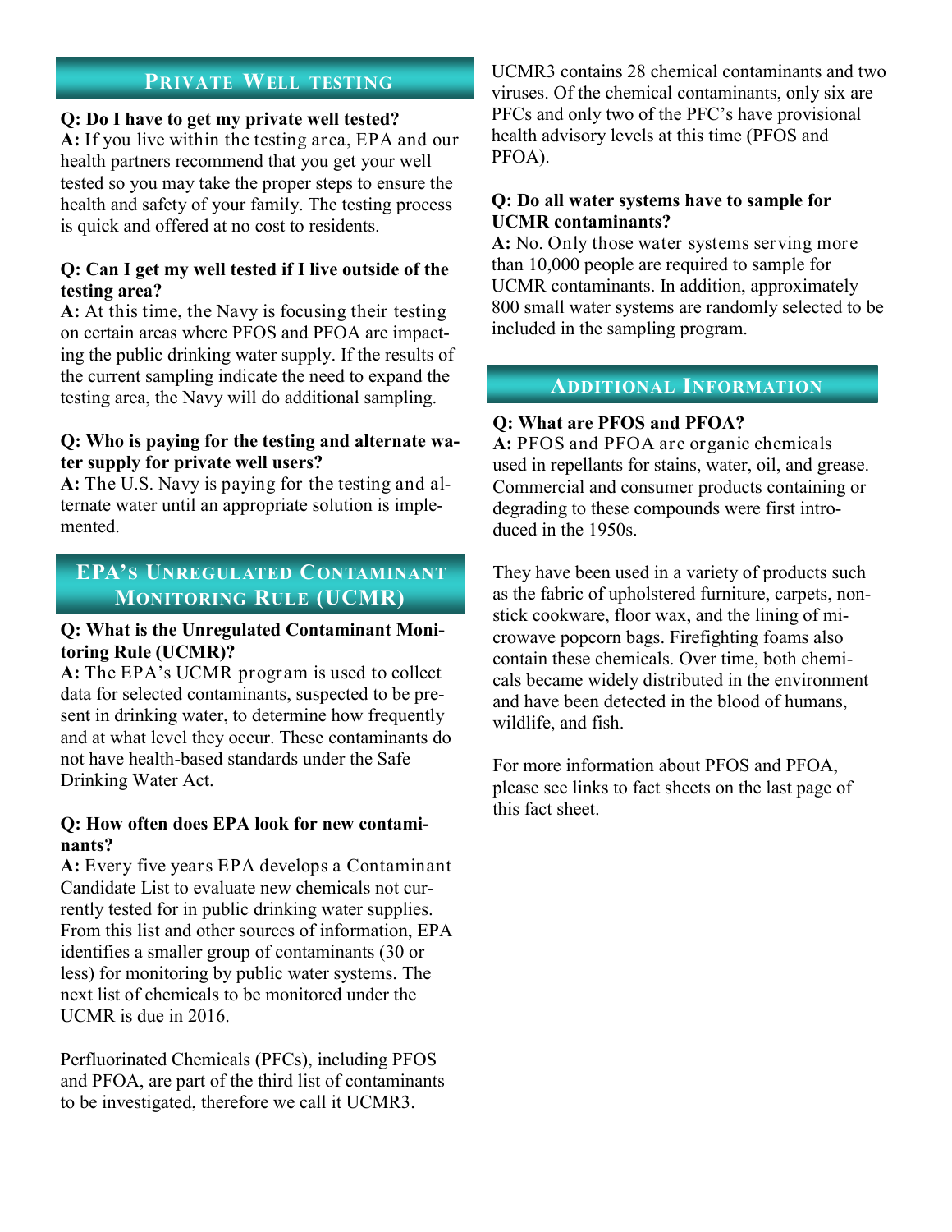## Private Well testing

**Q: Do I have to get my private well tested?**
**A:** If you live within the testing area, EPA and our health partners recommend that you get your well tested so you may take the proper steps to ensure the health and safety of your family. The testing process is quick and offered at no cost to residents.

**Q: Can I get my well tested if I live outside of the testing area?**
**A:** At this time, the Navy is focusing their testing on certain areas where PFOS and PFOA are impacting the public drinking water supply. If the results of the current sampling indicate the need to expand the testing area, the Navy will do additional sampling.

**Q: Who is paying for the testing and alternate water supply for private well users?**
**A:** The U.S. Navy is paying for the testing and alternate water until an appropriate solution is implemented.

## EPA's Unregulated Contaminant Monitoring Rule (UCMR)

**Q: What is the Unregulated Contaminant Monitoring Rule (UCMR)?**
**A:** The EPA's UCMR program is used to collect data for selected contaminants, suspected to be present in drinking water, to determine how frequently and at what level they occur. These contaminants do not have health-based standards under the Safe Drinking Water Act.

**Q: How often does EPA look for new contaminants?**
**A:** Every five years EPA develops a Contaminant Candidate List to evaluate new chemicals not currently tested for in public drinking water supplies. From this list and other sources of information, EPA identifies a smaller group of contaminants (30 or less) for monitoring by public water systems. The next list of chemicals to be monitored under the UCMR is due in 2016.

Perfluorinated Chemicals (PFCs), including PFOS and PFOA, are part of the third list of contaminants to be investigated, therefore we call it UCMR3. UCMR3 contains 28 chemical contaminants and two viruses. Of the chemical contaminants, only six are PFCs and only two of the PFC's have provisional health advisory levels at this time (PFOS and PFOA).

**Q: Do all water systems have to sample for UCMR contaminants?**
**A:** No. Only those water systems serving more than 10,000 people are required to sample for UCMR contaminants. In addition, approximately 800 small water systems are randomly selected to be included in the sampling program.

## Additional Information

**Q: What are PFOS and PFOA?**
**A:** PFOS and PFOA are organic chemicals used in repellants for stains, water, oil, and grease. Commercial and consumer products containing or degrading to these compounds were first introduced in the 1950s.

They have been used in a variety of products such as the fabric of upholstered furniture, carpets, non-stick cookware, floor wax, and the lining of microwave popcorn bags. Firefighting foams also contain these chemicals. Over time, both chemicals became widely distributed in the environment and have been detected in the blood of humans, wildlife, and fish.

For more information about PFOS and PFOA, please see links to fact sheets on the last page of this fact sheet.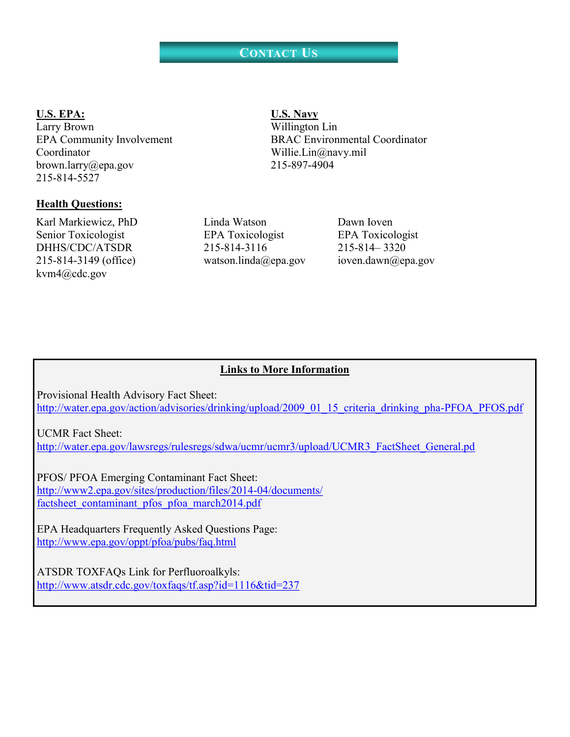## Contact Us

**U.S. EPA:**
Larry Brown
EPA Community Involvement Coordinator
brown.larry@epa.gov
215-814-5527

**U.S. Navy**
Willington Lin
BRAC Environmental Coordinator
Willie.Lin@navy.mil
215-897-4904

**Health Questions:**

Karl Markiewicz, PhD
Senior Toxicologist
DHHS/CDC/ATSDR
215-814-3149 (office)
kvm4@cdc.gov

Linda Watson
EPA Toxicologist
215-814-3116
watson.linda@epa.gov

Dawn Ioven
EPA Toxicologist
215-814– 3320
ioven.dawn@epa.gov

**Links to More Information**

Provisional Health Advisory Fact Sheet:
http://water.epa.gov/action/advisories/drinking/upload/2009_01_15_criteria_drinking_pha-PFOA_PFOS.pdf

UCMR Fact Sheet:
http://water.epa.gov/lawsregs/rulesregs/sdwa/ucmr/ucmr3/upload/UCMR3_FactSheet_General.pd

PFOS/ PFOA Emerging Contaminant Fact Sheet:
http://www2.epa.gov/sites/production/files/2014-04/documents/factsheet_contaminant_pfos_pfoa_march2014.pdf

EPA Headquarters Frequently Asked Questions Page:
http://www.epa.gov/oppt/pfoa/pubs/faq.html

ATSDR TOXFAQs Link for Perfluoroalkyls:
http://www.atsdr.cdc.gov/toxfaqs/tf.asp?id=1116&tid=237